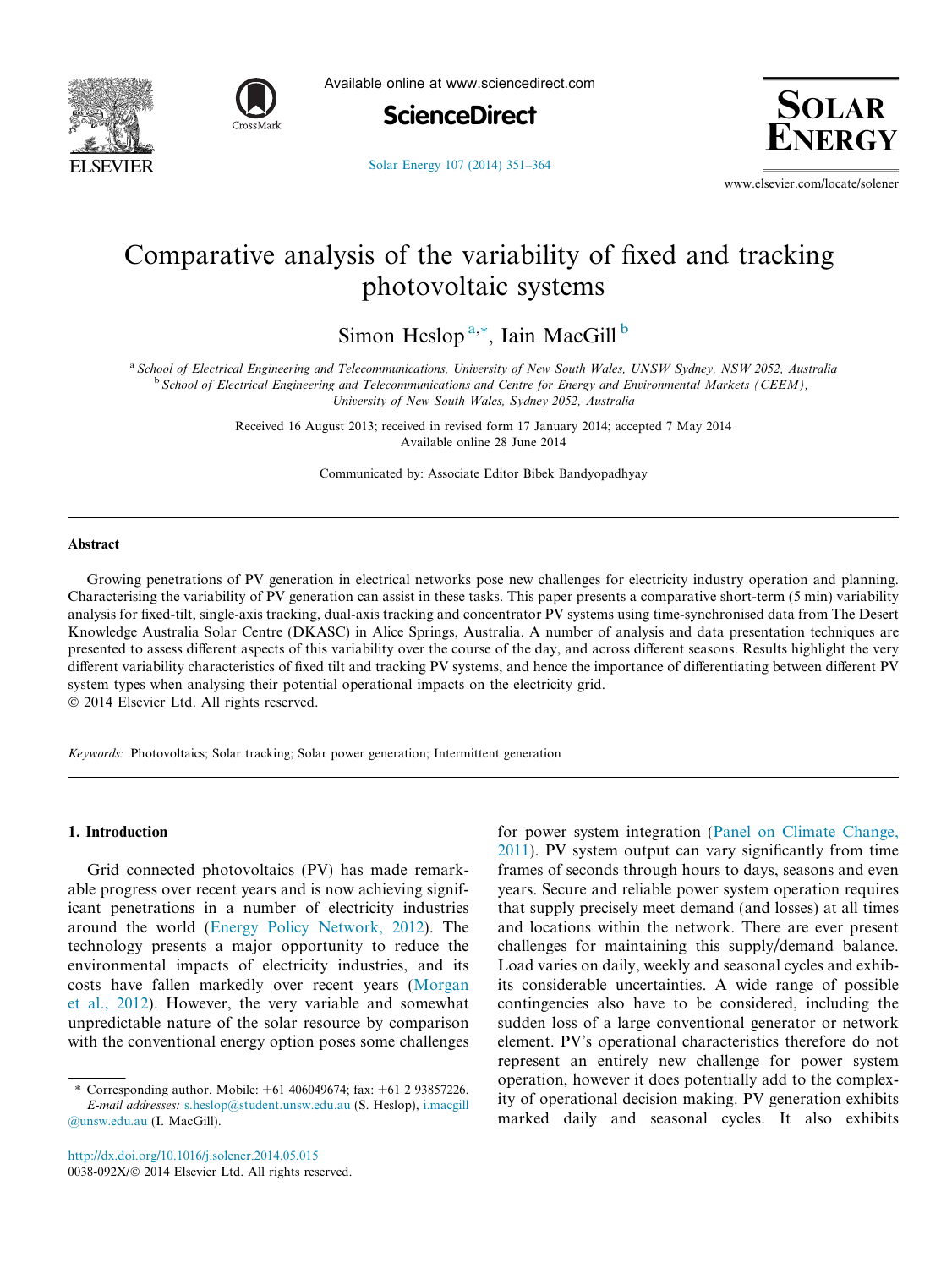# Comparative analysis of the variability of fixed and tracking photovoltaic systems

Simon Heslop [a,*], Iain MacGill [b]

[a] School of Electrical Engineering and Telecommunications, University of New South Wales, UNSW Sydney, NSW 2052, Australia
[b] School of Electrical Engineering and Telecommunications and Centre for Energy and Environmental Markets (CEEM), University of New South Wales, Sydney 2052, Australia

Received 16 August 2013; received in revised form 17 January 2014; accepted 7 May 2014
Available online 28 June 2014

Communicated by: Associate Editor Bibek Bandyopadhyay

## Abstract

Growing penetrations of PV generation in electrical networks pose new challenges for electricity industry operation and planning. Characterising the variability of PV generation can assist in these tasks. This paper presents a comparative short-term (5 min) variability analysis for fixed-tilt, single-axis tracking, dual-axis tracking and concentrator PV systems using time-synchronised data from The Desert Knowledge Australia Solar Centre (DKASC) in Alice Springs, Australia. A number of analysis and data presentation techniques are presented to assess different aspects of this variability over the course of the day, and across different seasons. Results highlight the very different variability characteristics of fixed tilt and tracking PV systems, and hence the importance of differentiating between different PV system types when analysing their potential operational impacts on the electricity grid.

© 2014 Elsevier Ltd. All rights reserved.

*Keywords:* Photovoltaics; Solar tracking; Solar power generation; Intermittent generation

## 1. Introduction

Grid connected photovoltaics (PV) has made remarkable progress over recent years and is now achieving significant penetrations in a number of electricity industries around the world (Energy Policy Network, 2012). The technology presents a major opportunity to reduce the environmental impacts of electricity industries, and its costs have fallen markedly over recent years (Morgan et al., 2012). However, the very variable and somewhat unpredictable nature of the solar resource by comparison with the conventional energy option poses some challenges for power system integration (Panel on Climate Change, 2011). PV system output can vary significantly from time frames of seconds through hours to days, seasons and even years. Secure and reliable power system operation requires that supply precisely meet demand (and losses) at all times and locations within the network. There are ever present challenges for maintaining this supply/demand balance. Load varies on daily, weekly and seasonal cycles and exhibits considerable uncertainties. A wide range of possible contingencies also have to be considered, including the sudden loss of a large conventional generator or network element. PV's operational characteristics therefore do not represent an entirely new challenge for power system operation, however it does potentially add to the complexity of operational decision making. PV generation exhibits marked daily and seasonal cycles. It also exhibits

* Corresponding author. Mobile: +61 406049674; fax: +61 2 93857226.
*E-mail addresses:* s.heslop@student.unsw.edu.au (S. Heslop), i.macgill@unsw.edu.au (I. MacGill).

http://dx.doi.org/10.1016/j.solener.2014.05.015
0038-092X/© 2014 Elsevier Ltd. All rights reserved.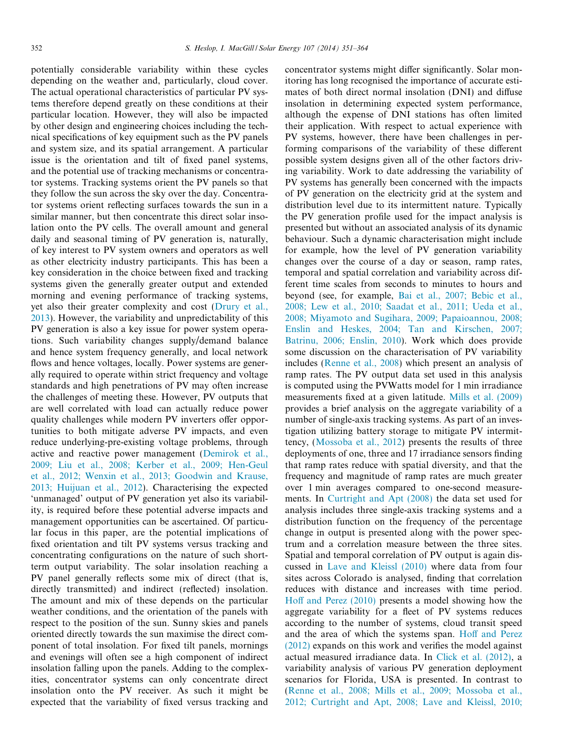potentially considerable variability within these cycles depending on the weather and, particularly, cloud cover. The actual operational characteristics of particular PV systems therefore depend greatly on these conditions at their particular location. However, they will also be impacted by other design and engineering choices including the technical specifications of key equipment such as the PV panels and system size, and its spatial arrangement. A particular issue is the orientation and tilt of fixed panel systems, and the potential use of tracking mechanisms or concentrator systems. Tracking systems orient the PV panels so that they follow the sun across the sky over the day. Concentrator systems orient reflecting surfaces towards the sun in a similar manner, but then concentrate this direct solar insolation onto the PV cells. The overall amount and general daily and seasonal timing of PV generation is, naturally, of key interest to PV system owners and operators as well as other electricity industry participants. This has been a key consideration in the choice between fixed and tracking systems given the generally greater output and extended morning and evening performance of tracking systems, yet also their greater complexity and cost (Drury et al., 2013). However, the variability and unpredictability of this PV generation is also a key issue for power system operations. Such variability changes supply/demand balance and hence system frequency generally, and local network flows and hence voltages, locally. Power systems are generally required to operate within strict frequency and voltage standards and high penetrations of PV may often increase the challenges of meeting these. However, PV outputs that are well correlated with load can actually reduce power quality challenges while modern PV inverters offer opportunities to both mitigate adverse PV impacts, and even reduce underlying-pre-existing voltage problems, through active and reactive power management (Demirok et al., 2009; Liu et al., 2008; Kerber et al., 2009; Hen-Geul et al., 2012; Wenxin et al., 2013; Goodwin and Krause, 2013; Huijuan et al., 2012). Characterising the expected 'unmanaged' output of PV generation yet also its variability, is required before these potential adverse impacts and management opportunities can be ascertained. Of particular focus in this paper, are the potential implications of fixed orientation and tilt PV systems versus tracking and concentrating configurations on the nature of such short-term output variability. The solar insolation reaching a PV panel generally reflects some mix of direct (that is, directly transmitted) and indirect (reflected) insolation. The amount and mix of these depends on the particular weather conditions, and the orientation of the panels with respect to the position of the sun. Sunny skies and panels oriented directly towards the sun maximise the direct component of total insolation. For fixed tilt panels, mornings and evenings will often see a high component of indirect insolation falling upon the panels. Adding to the complexities, concentrator systems can only concentrate direct insolation onto the PV receiver. As such it might be expected that the variability of fixed versus tracking and concentrator systems might differ significantly. Solar monitoring has long recognised the importance of accurate estimates of both direct normal insolation (DNI) and diffuse insolation in determining expected system performance, although the expense of DNI stations has often limited their application. With respect to actual experience with PV systems, however, there have been challenges in performing comparisons of the variability of these different possible system designs given all of the other factors driving variability. Work to date addressing the variability of PV systems has generally been concerned with the impacts of PV generation on the electricity grid at the system and distribution level due to its intermittent nature. Typically the PV generation profile used for the impact analysis is presented but without an associated analysis of its dynamic behaviour. Such a dynamic characterisation might include for example, how the level of PV generation variability changes over the course of a day or season, ramp rates, temporal and spatial correlation and variability across different time scales from seconds to minutes to hours and beyond (see, for example, Bai et al., 2007; Bebic et al., 2008; Lew et al., 2010; Saadat et al., 2011; Ueda et al., 2008; Miyamoto and Sugihara, 2009; Papaioannou, 2008; Enslin and Heskes, 2004; Tan and Kirschen, 2007; Batrinu, 2006; Enslin, 2010). Work which does provide some discussion on the characterisation of PV variability includes (Renne et al., 2008) which present an analysis of ramp rates. The PV output data set used in this analysis is computed using the PVWatts model for 1 min irradiance measurements fixed at a given latitude. Mills et al. (2009) provides a brief analysis on the aggregate variability of a number of single-axis tracking systems. As part of an investigation utilizing battery storage to mitigate PV intermittency, (Mossoba et al., 2012) presents the results of three deployments of one, three and 17 irradiance sensors finding that ramp rates reduce with spatial diversity, and that the frequency and magnitude of ramp rates are much greater over 1 min averages compared to one-second measurements. In Curtright and Apt (2008) the data set used for analysis includes three single-axis tracking systems and a distribution function on the frequency of the percentage change in output is presented along with the power spectrum and a correlation measure between the three sites. Spatial and temporal correlation of PV output is again discussed in Lave and Kleissl (2010) where data from four sites across Colorado is analysed, finding that correlation reduces with distance and increases with time period. Hoff and Perez (2010) presents a model showing how the aggregate variability for a fleet of PV systems reduces according to the number of systems, cloud transit speed and the area of which the systems span. Hoff and Perez (2012) expands on this work and verifies the model against actual measured irradiance data. In Click et al. (2012), a variability analysis of various PV generation deployment scenarios for Florida, USA is presented. In contrast to (Renne et al., 2008; Mills et al., 2009; Mossoba et al., 2012; Curtright and Apt, 2008; Lave and Kleissl, 2010;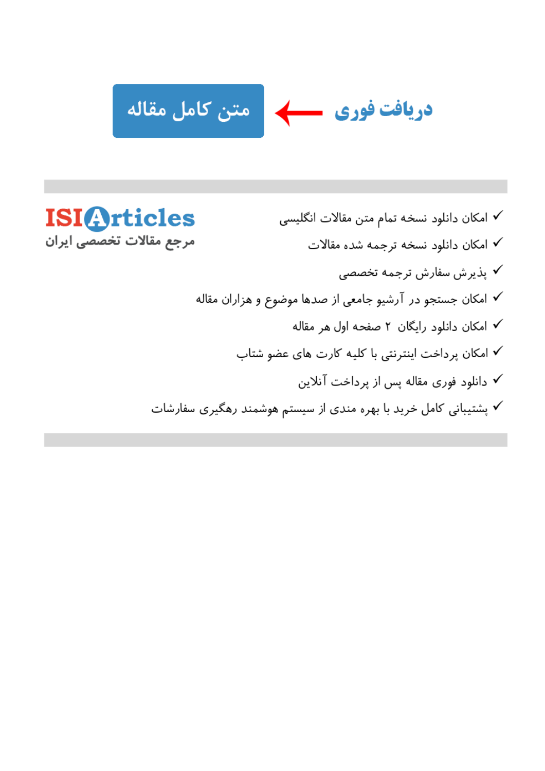دریافت فوری ← متن کامل مقاله

**ISIArticles**
مرجع مقالات تخصصی ایران

- ✓ امکان دانلود نسخه تمام متن مقالات انگلیسی
- ✓ امکان دانلود نسخه ترجمه شده مقالات
- ✓ پذیرش سفارش ترجمه تخصصی
- ✓ امکان جستجو در آرشیو جامعی از صدها موضوع و هزاران مقاله
- ✓ امکان دانلود رایگان ۲ صفحه اول هر مقاله
- ✓ امکان پرداخت اینترنتی با کلیه کارت های عضو شتاب
- ✓ دانلود فوری مقاله پس از پرداخت آنلاین
- ✓ پشتیبانی کامل خرید با بهره مندی از سیستم هوشمند رهگیری سفارشات